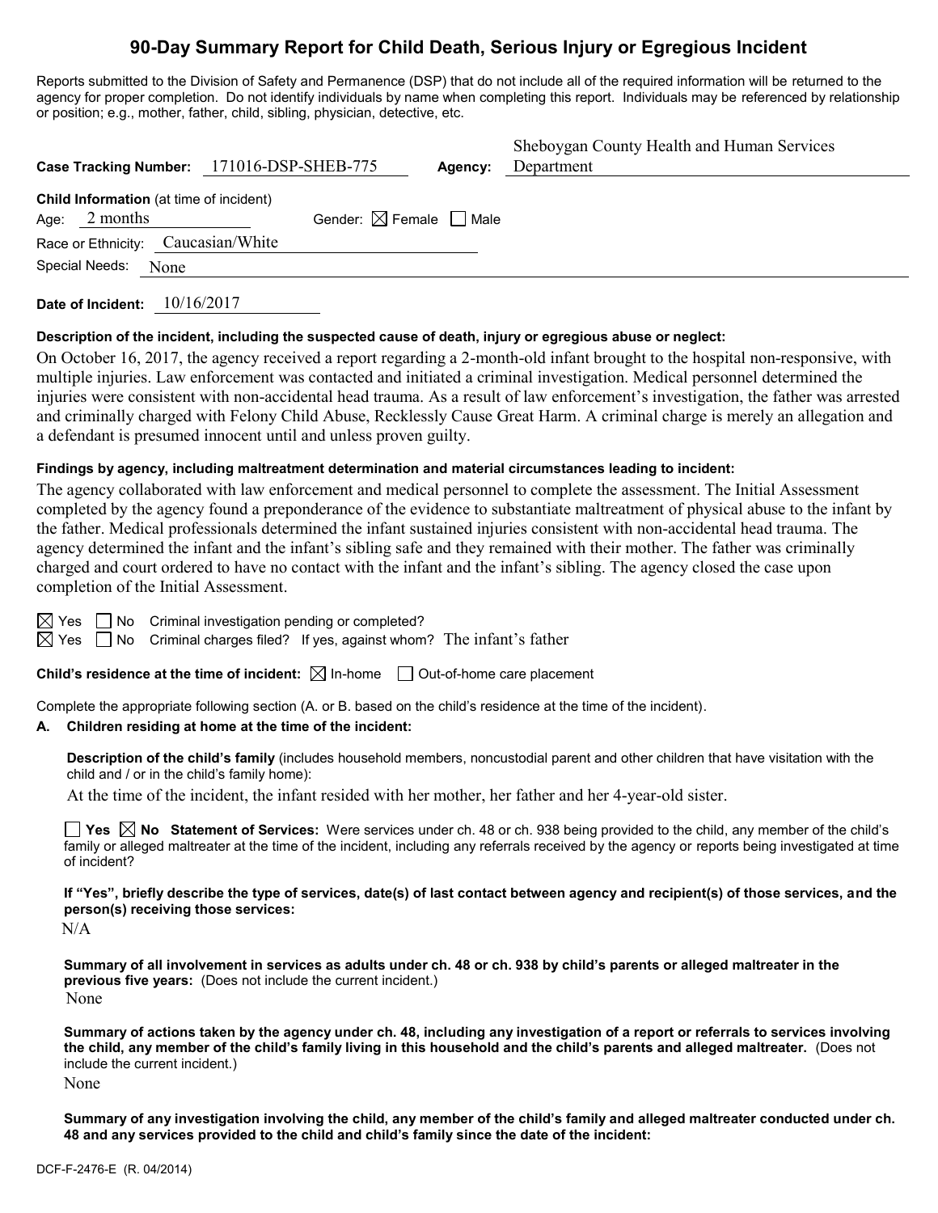# 90-Day Summary Report for Child Death, Serious Injury or Egregious Incident

Reports submitted to the Division of Safety and Permanence (DSP) that do not include all of the required information will be returned to the agency for proper completion. Do not identify individuals by name when completing this report. Individuals may be referenced by relationship or position; e.g., mother, father, child, sibling, physician, detective, etc.

**Case Tracking Number:** 171016-DSP-SHEB-775 **Agency:** Sheboygan County Health and Human Services Department

**Child Information** (at time of incident)
Age: 2 months Gender: ☒ Female ☐ Male
Race or Ethnicity: Caucasian/White
Special Needs: None

**Date of Incident:** 10/16/2017

**Description of the incident, including the suspected cause of death, injury or egregious abuse or neglect:**

On October 16, 2017, the agency received a report regarding a 2-month-old infant brought to the hospital non-responsive, with multiple injuries. Law enforcement was contacted and initiated a criminal investigation. Medical personnel determined the injuries were consistent with non-accidental head trauma. As a result of law enforcement's investigation, the father was arrested and criminally charged with Felony Child Abuse, Recklessly Cause Great Harm. A criminal charge is merely an allegation and a defendant is presumed innocent until and unless proven guilty.

**Findings by agency, including maltreatment determination and material circumstances leading to incident:**

The agency collaborated with law enforcement and medical personnel to complete the assessment. The Initial Assessment completed by the agency found a preponderance of the evidence to substantiate maltreatment of physical abuse to the infant by the father. Medical professionals determined the infant sustained injuries consistent with non-accidental head trauma. The agency determined the infant and the infant's sibling safe and they remained with their mother. The father was criminally charged and court ordered to have no contact with the infant and the infant's sibling. The agency closed the case upon completion of the Initial Assessment.

☒ Yes ☐ No Criminal investigation pending or completed?
☒ Yes ☐ No Criminal charges filed? If yes, against whom? The infant's father

**Child's residence at the time of incident:** ☒ In-home ☐ Out-of-home care placement

Complete the appropriate following section (A. or B. based on the child's residence at the time of the incident).

**A. Children residing at home at the time of the incident:**

**Description of the child's family** (includes household members, noncustodial parent and other children that have visitation with the child and / or in the child's family home):

At the time of the incident, the infant resided with her mother, her father and her 4-year-old sister.

☐ **Yes** ☒ **No Statement of Services:** Were services under ch. 48 or ch. 938 being provided to the child, any member of the child's family or alleged maltreater at the time of the incident, including any referrals received by the agency or reports being investigated at time of incident?

**If "Yes", briefly describe the type of services, date(s) of last contact between agency and recipient(s) of those services, and the person(s) receiving those services:**

N/A

**Summary of all involvement in services as adults under ch. 48 or ch. 938 by child's parents or alleged maltreater in the previous five years:** (Does not include the current incident.)

None

**Summary of actions taken by the agency under ch. 48, including any investigation of a report or referrals to services involving the child, any member of the child's family living in this household and the child's parents and alleged maltreater.** (Does not include the current incident.)

None

**Summary of any investigation involving the child, any member of the child's family and alleged maltreater conducted under ch. 48 and any services provided to the child and child's family since the date of the incident:**

DCF-F-2476-E (R. 04/2014)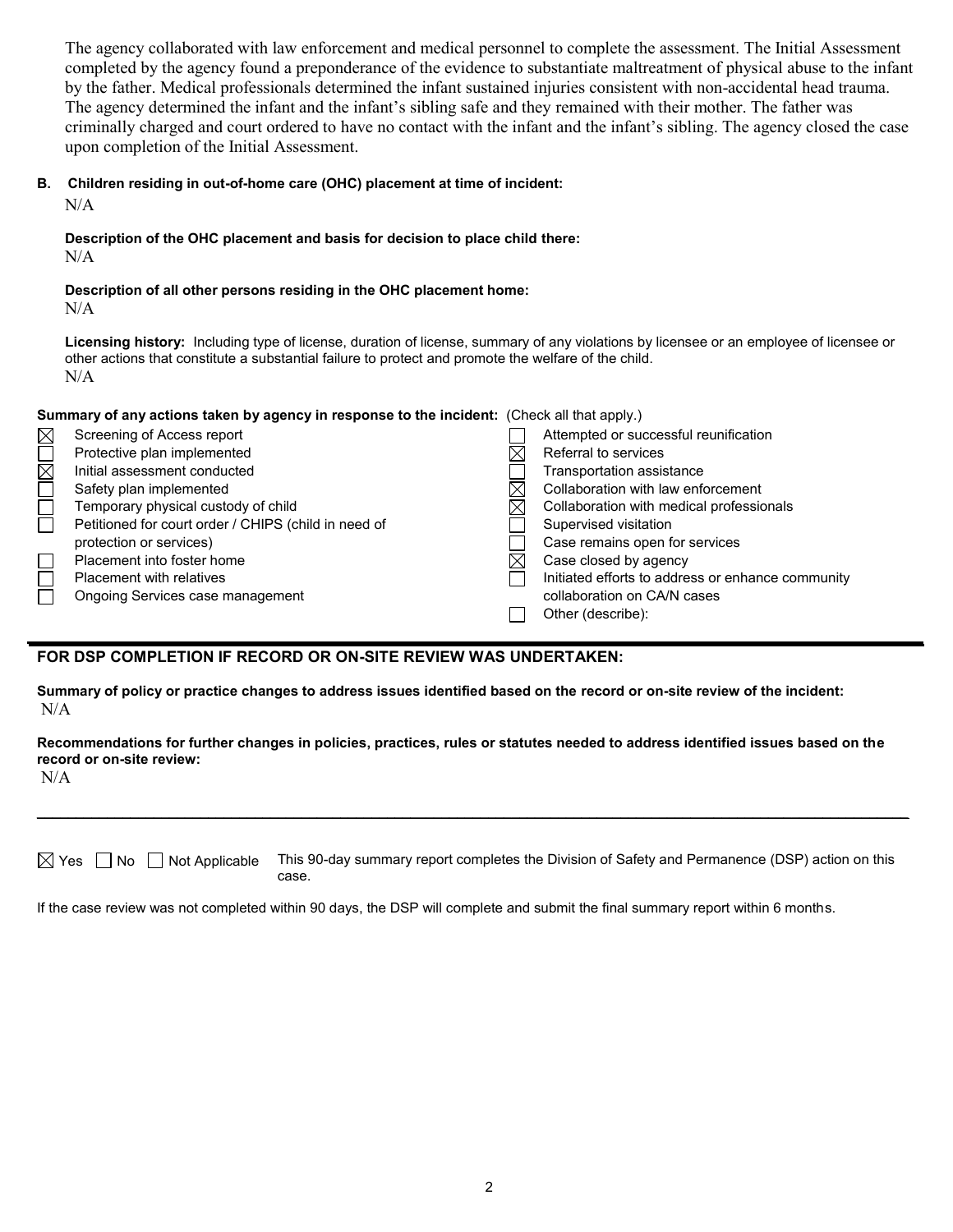The agency collaborated with law enforcement and medical personnel to complete the assessment. The Initial Assessment completed by the agency found a preponderance of the evidence to substantiate maltreatment of physical abuse to the infant by the father. Medical professionals determined the infant sustained injuries consistent with non-accidental head trauma. The agency determined the infant and the infant's sibling safe and they remained with their mother. The father was criminally charged and court ordered to have no contact with the infant and the infant's sibling. The agency closed the case upon completion of the Initial Assessment.

**B. Children residing in out-of-home care (OHC) placement at time of incident:**

N/A

**Description of the OHC placement and basis for decision to place child there:**

N/A

**Description of all other persons residing in the OHC placement home:**

N/A

**Licensing history:** Including type of license, duration of license, summary of any violations by licensee or an employee of licensee or other actions that constitute a substantial failure to protect and promote the welfare of the child.

N/A

**Summary of any actions taken by agency in response to the incident:** (Check all that apply.)

- ☒ Screening of Access report
- ☐ Protective plan implemented
- ☒ Initial assessment conducted
- ☐ Safety plan implemented
- ☐ Temporary physical custody of child
- ☐ Petitioned for court order / CHIPS (child in need of protection or services)
- ☐ Placement into foster home
- ☐ Placement with relatives
- ☐ Ongoing Services case management
- ☐ Attempted or successful reunification
- ☒ Referral to services
- ☐ Transportation assistance
- ☒ Collaboration with law enforcement
- ☒ Collaboration with medical professionals
- ☐ Supervised visitation
- ☐ Case remains open for services
- ☒ Case closed by agency
- ☐ Initiated efforts to address or enhance community collaboration on CA/N cases
- ☐ Other (describe):

## FOR DSP COMPLETION IF RECORD OR ON-SITE REVIEW WAS UNDERTAKEN:

**Summary of policy or practice changes to address issues identified based on the record or on-site review of the incident:**

N/A

**Recommendations for further changes in policies, practices, rules or statutes needed to address identified issues based on the record or on-site review:**

N/A

---

☒ Yes ☐ No ☐ Not Applicable This 90-day summary report completes the Division of Safety and Permanence (DSP) action on this case.

If the case review was not completed within 90 days, the DSP will complete and submit the final summary report within 6 months.